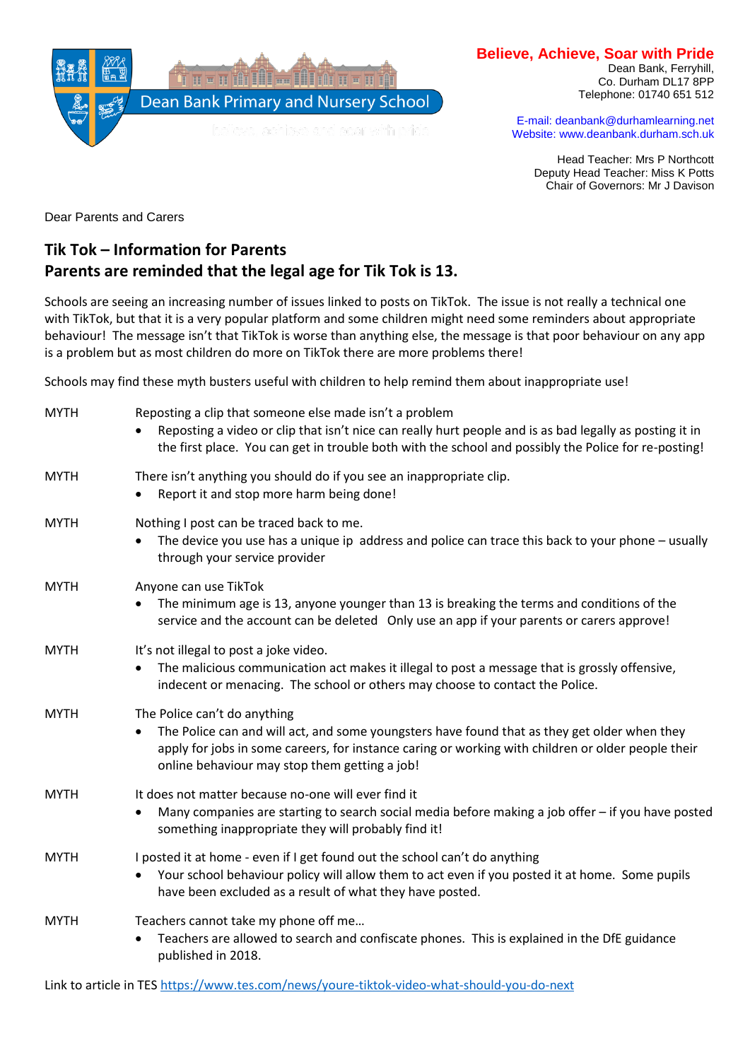Dean Bank Primary and Nursery School

**Believe, Achieve, Soar with Pride**
Dean Bank, Ferryhill,
Co. Durham DL17 8PP
Telephone: 01740 651 512

E-mail: deanbank@durhamlearning.net
Website: www.deanbank.durham.sch.uk

Head Teacher: Mrs P Northcott
Deputy Head Teacher: Miss K Potts
Chair of Governors: Mr J Davison

Dear Parents and Carers

## Tik Tok – Information for Parents
## Parents are reminded that the legal age for Tik Tok is 13.

Schools are seeing an increasing number of issues linked to posts on TikTok. The issue is not really a technical one with TikTok, but that it is a very popular platform and some children might need some reminders about appropriate behaviour! The message isn't that TikTok is worse than anything else, the message is that poor behaviour on any app is a problem but as most children do more on TikTok there are more problems there!

Schools may find these myth busters useful with children to help remind them about inappropriate use!

MYTH Reposting a clip that someone else made isn't a problem
- Reposting a video or clip that isn't nice can really hurt people and is as bad legally as posting it in the first place. You can get in trouble both with the school and possibly the Police for re-posting!

MYTH There isn't anything you should do if you see an inappropriate clip.
- Report it and stop more harm being done!

MYTH Nothing I post can be traced back to me.
- The device you use has a unique ip address and police can trace this back to your phone – usually through your service provider

MYTH Anyone can use TikTok
- The minimum age is 13, anyone younger than 13 is breaking the terms and conditions of the service and the account can be deleted Only use an app if your parents or carers approve!

MYTH It's not illegal to post a joke video.
- The malicious communication act makes it illegal to post a message that is grossly offensive, indecent or menacing. The school or others may choose to contact the Police.

MYTH The Police can't do anything
- The Police can and will act, and some youngsters have found that as they get older when they apply for jobs in some careers, for instance caring or working with children or older people their online behaviour may stop them getting a job!

MYTH It does not matter because no-one will ever find it
- Many companies are starting to search social media before making a job offer – if you have posted something inappropriate they will probably find it!

MYTH I posted it at home - even if I get found out the school can't do anything
- Your school behaviour policy will allow them to act even if you posted it at home. Some pupils have been excluded as a result of what they have posted.

MYTH Teachers cannot take my phone off me…
- Teachers are allowed to search and confiscate phones. This is explained in the DfE guidance published in 2018.

Link to article in TES https://www.tes.com/news/youre-tiktok-video-what-should-you-do-next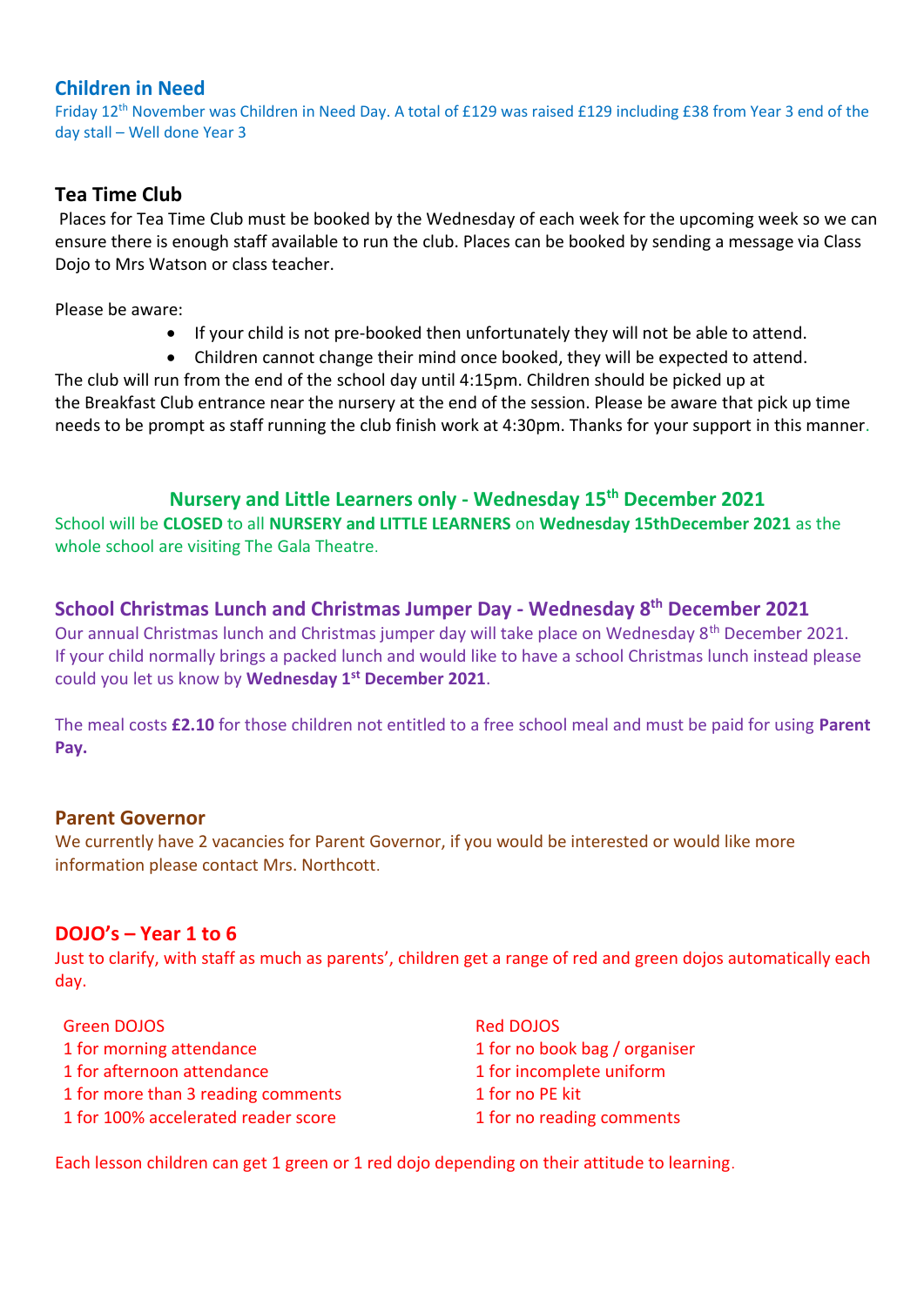## Children in Need

Friday 12th November was Children in Need Day. A total of £129 was raised £129 including £38 from Year 3 end of the day stall – Well done Year 3

## Tea Time Club

Places for Tea Time Club must be booked by the Wednesday of each week for the upcoming week so we can ensure there is enough staff available to run the club. Places can be booked by sending a message via Class Dojo to Mrs Watson or class teacher.

Please be aware:

- If your child is not pre-booked then unfortunately they will not be able to attend.
- Children cannot change their mind once booked, they will be expected to attend.

The club will run from the end of the school day until 4:15pm. Children should be picked up at the Breakfast Club entrance near the nursery at the end of the session. Please be aware that pick up time needs to be prompt as staff running the club finish work at 4:30pm. Thanks for your support in this manner.

## Nursery and Little Learners only - Wednesday 15th December 2021

School will be **CLOSED** to all **NURSERY and LITTLE LEARNERS** on **Wednesday 15thDecember 2021** as the whole school are visiting The Gala Theatre.

## School Christmas Lunch and Christmas Jumper Day - Wednesday 8th December 2021

Our annual Christmas lunch and Christmas jumper day will take place on Wednesday 8th December 2021. If your child normally brings a packed lunch and would like to have a school Christmas lunch instead please could you let us know by **Wednesday 1st December 2021**.

The meal costs **£2.10** for those children not entitled to a free school meal and must be paid for using **Parent Pay.**

## Parent Governor

We currently have 2 vacancies for Parent Governor, if you would be interested or would like more information please contact Mrs. Northcott.

## DOJO's – Year 1 to 6

Just to clarify, with staff as much as parents', children get a range of red and green dojos automatically each day.

| Green DOJOS | Red DOJOS |
|---|---|
| 1 for morning attendance | 1 for no book bag / organiser |
| 1 for afternoon attendance | 1 for incomplete uniform |
| 1 for more than 3 reading comments | 1 for no PE kit |
| 1 for 100% accelerated reader score | 1 for no reading comments |

Each lesson children can get 1 green or 1 red dojo depending on their attitude to learning.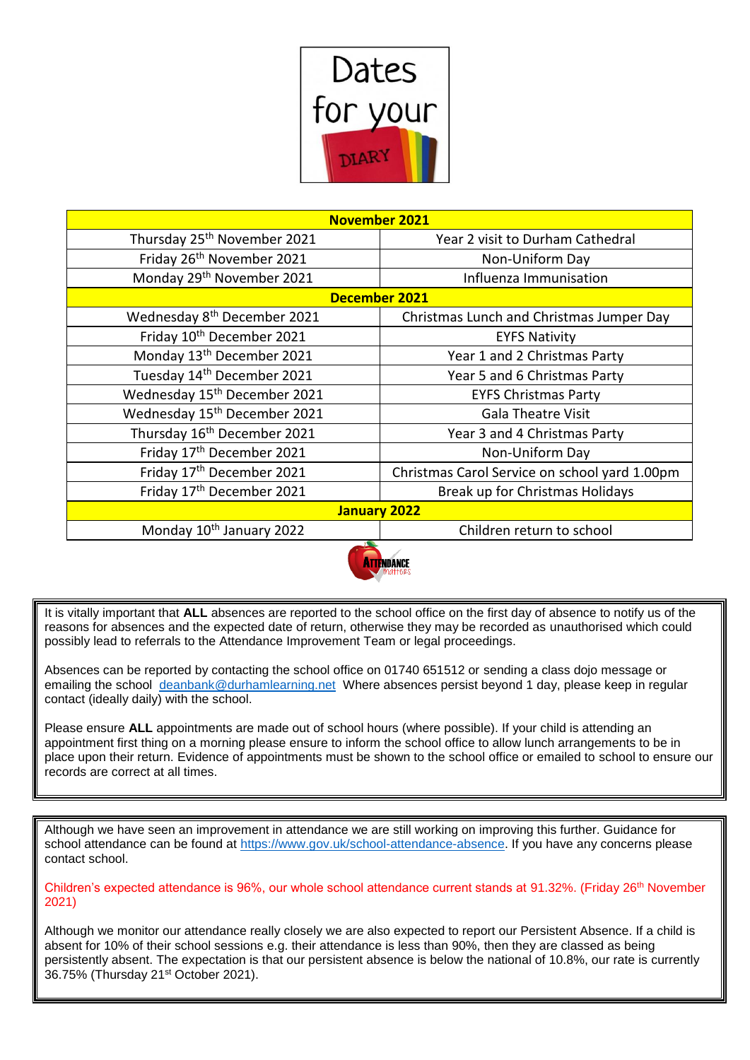# Dates for your DIARY

| November 2021 | |
|---|---|
| Thursday 25th November 2021 | Year 2 visit to Durham Cathedral |
| Friday 26th November 2021 | Non-Uniform Day |
| Monday 29th November 2021 | Influenza Immunisation |
| **December 2021** | |
| Wednesday 8th December 2021 | Christmas Lunch and Christmas Jumper Day |
| Friday 10th December 2021 | EYFS Nativity |
| Monday 13th December 2021 | Year 1 and 2 Christmas Party |
| Tuesday 14th December 2021 | Year 5 and 6 Christmas Party |
| Wednesday 15th December 2021 | EYFS Christmas Party |
| Wednesday 15th December 2021 | Gala Theatre Visit |
| Thursday 16th December 2021 | Year 3 and 4 Christmas Party |
| Friday 17th December 2021 | Non-Uniform Day |
| Friday 17th December 2021 | Christmas Carol Service on school yard 1.00pm |
| Friday 17th December 2021 | Break up for Christmas Holidays |
| **January 2022** | |
| Monday 10th January 2022 | Children return to school |

ATTENDANCE matters

It is vitally important that **ALL** absences are reported to the school office on the first day of absence to notify us of the reasons for absences and the expected date of return, otherwise they may be recorded as unauthorised which could possibly lead to referrals to the Attendance Improvement Team or legal proceedings.

Absences can be reported by contacting the school office on 01740 651512 or sending a class dojo message or emailing the school deanbank@durhamlearning.net Where absences persist beyond 1 day, please keep in regular contact (ideally daily) with the school.

Please ensure **ALL** appointments are made out of school hours (where possible). If your child is attending an appointment first thing on a morning please ensure to inform the school office to allow lunch arrangements to be in place upon their return. Evidence of appointments must be shown to the school office or emailed to school to ensure our records are correct at all times.

Although we have seen an improvement in attendance we are still working on improving this further. Guidance for school attendance can be found at https://www.gov.uk/school-attendance-absence. If you have any concerns please contact school.

Children's expected attendance is 96%, our whole school attendance current stands at 91.32%. (Friday 26th November 2021)

Although we monitor our attendance really closely we are also expected to report our Persistent Absence. If a child is absent for 10% of their school sessions e.g. their attendance is less than 90%, then they are classed as being persistently absent. The expectation is that our persistent absence is below the national of 10.8%, our rate is currently 36.75% (Thursday 21st October 2021).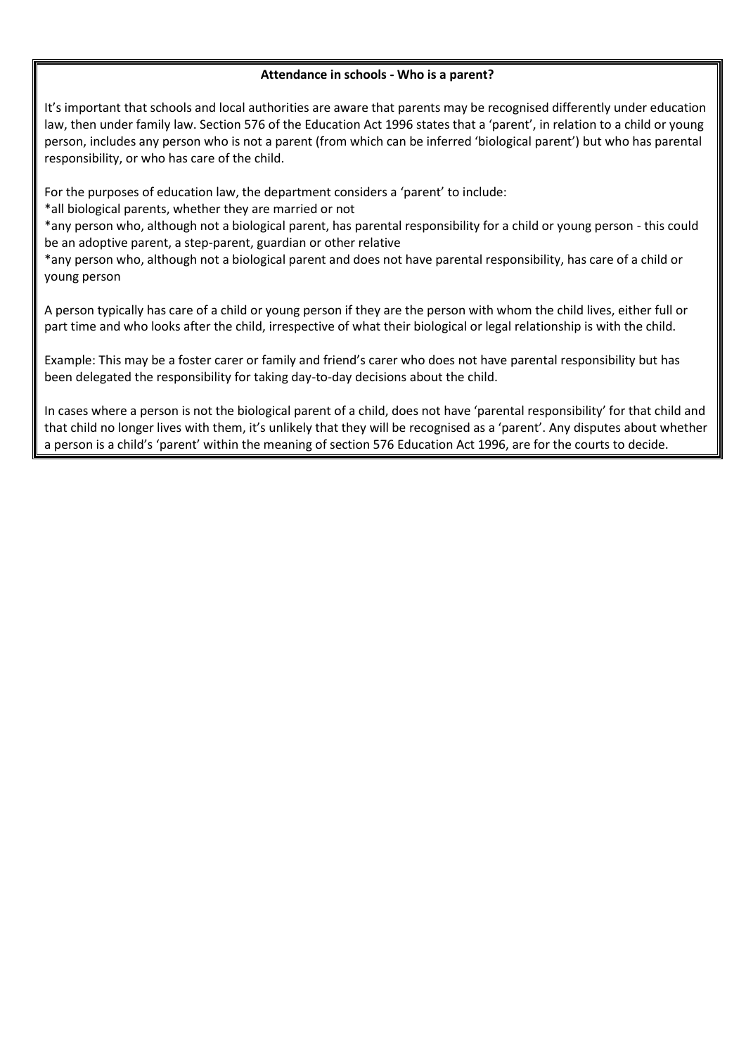**Attendance in schools - Who is a parent?**

It's important that schools and local authorities are aware that parents may be recognised differently under education law, then under family law. Section 576 of the Education Act 1996 states that a 'parent', in relation to a child or young person, includes any person who is not a parent (from which can be inferred 'biological parent') but who has parental responsibility, or who has care of the child.

For the purposes of education law, the department considers a 'parent' to include:

*all biological parents, whether they are married or not

*any person who, although not a biological parent, has parental responsibility for a child or young person - this could be an adoptive parent, a step-parent, guardian or other relative

*any person who, although not a biological parent and does not have parental responsibility, has care of a child or young person

A person typically has care of a child or young person if they are the person with whom the child lives, either full or part time and who looks after the child, irrespective of what their biological or legal relationship is with the child.

Example: This may be a foster carer or family and friend's carer who does not have parental responsibility but has been delegated the responsibility for taking day-to-day decisions about the child.

In cases where a person is not the biological parent of a child, does not have 'parental responsibility' for that child and that child no longer lives with them, it's unlikely that they will be recognised as a 'parent'. Any disputes about whether a person is a child's 'parent' within the meaning of section 576 Education Act 1996, are for the courts to decide.